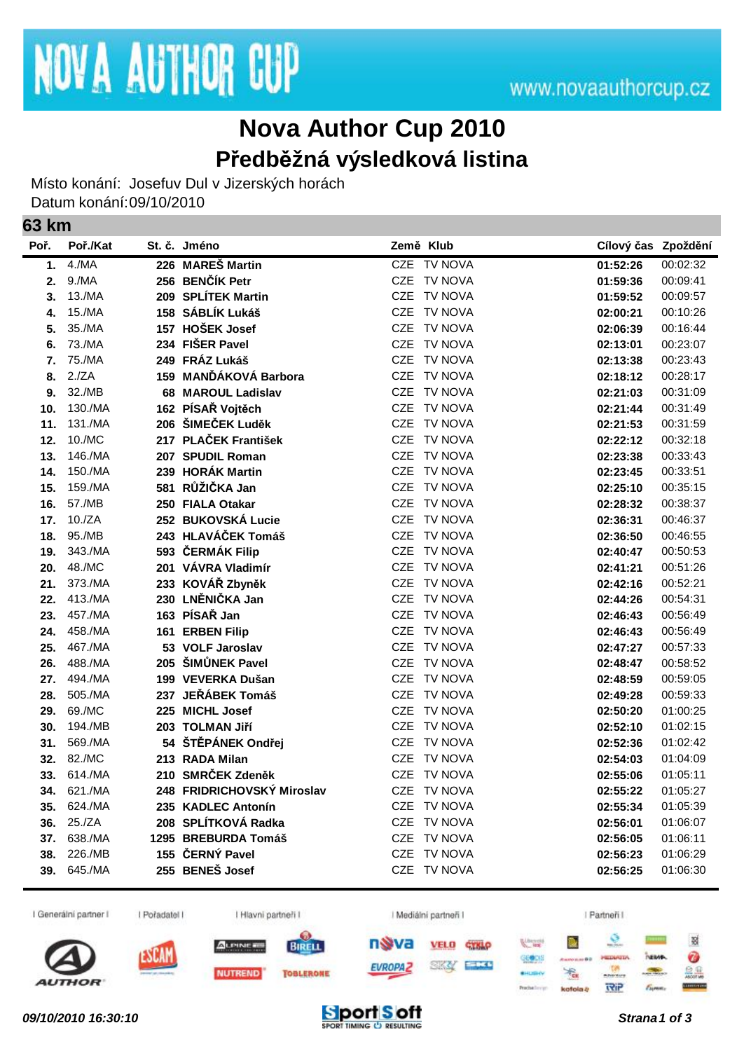# NOVA AUTHOR CUP

www.novaauthorcup.cz

## Nova Author Cup 2010

## Předběžná výsledková listina

Místo konání: Josefuv Dul v Jizerských horách

Datum konání:09/10/2010

### 63 km

| Poř. | Poř./Kat | St. č. | Jméno | Země | Klub | Cílový čas | Zpoždění |
|---|---|---|---|---|---|---|---|
| **1.** | 4./MA | **226** | **MAREŠ Martin** | CZE | TV NOVA | **01:52:26** | 00:02:32 |
| **2.** | 9./MA | **256** | **BENČÍK Petr** | CZE | TV NOVA | **01:59:36** | 00:09:41 |
| **3.** | 13./MA | **209** | **SPLÍTEK Martin** | CZE | TV NOVA | **01:59:52** | 00:09:57 |
| **4.** | 15./MA | **158** | **SÁBLÍK Lukáš** | CZE | TV NOVA | **02:00:21** | 00:10:26 |
| **5.** | 35./MA | **157** | **HOŠEK Josef** | CZE | TV NOVA | **02:06:39** | 00:16:44 |
| **6.** | 73./MA | **234** | **FIŠER Pavel** | CZE | TV NOVA | **02:13:01** | 00:23:07 |
| **7.** | 75./MA | **249** | **FRÁZ Lukáš** | CZE | TV NOVA | **02:13:38** | 00:23:43 |
| **8.** | 2./ZA | **159** | **MANĎÁKOVÁ Barbora** | CZE | TV NOVA | **02:18:12** | 00:28:17 |
| **9.** | 32./MB | **68** | **MAROUL Ladislav** | CZE | TV NOVA | **02:21:03** | 00:31:09 |
| **10.** | 130./MA | **162** | **PÍSAŘ Vojtěch** | CZE | TV NOVA | **02:21:44** | 00:31:49 |
| **11.** | 131./MA | **206** | **ŠIMEČEK Luděk** | CZE | TV NOVA | **02:21:53** | 00:31:59 |
| **12.** | 10./MC | **217** | **PLAČEK František** | CZE | TV NOVA | **02:22:12** | 00:32:18 |
| **13.** | 146./MA | **207** | **SPUDIL Roman** | CZE | TV NOVA | **02:23:38** | 00:33:43 |
| **14.** | 150./MA | **239** | **HORÁK Martin** | CZE | TV NOVA | **02:23:45** | 00:33:51 |
| **15.** | 159./MA | **581** | **RŮŽIČKA Jan** | CZE | TV NOVA | **02:25:10** | 00:35:15 |
| **16.** | 57./MB | **250** | **FIALA Otakar** | CZE | TV NOVA | **02:28:32** | 00:38:37 |
| **17.** | 10./ZA | **252** | **BUKOVSKÁ Lucie** | CZE | TV NOVA | **02:36:31** | 00:46:37 |
| **18.** | 95./MB | **243** | **HLAVÁČEK Tomáš** | CZE | TV NOVA | **02:36:50** | 00:46:55 |
| **19.** | 343./MA | **593** | **ČERMÁK Filip** | CZE | TV NOVA | **02:40:47** | 00:50:53 |
| **20.** | 48./MC | **201** | **VÁVRA Vladimír** | CZE | TV NOVA | **02:41:21** | 00:51:26 |
| **21.** | 373./MA | **233** | **KOVÁŘ Zbyněk** | CZE | TV NOVA | **02:42:16** | 00:52:21 |
| **22.** | 413./MA | **230** | **LNĚNIČKA Jan** | CZE | TV NOVA | **02:44:26** | 00:54:31 |
| **23.** | 457./MA | **163** | **PÍSAŘ Jan** | CZE | TV NOVA | **02:46:43** | 00:56:49 |
| **24.** | 458./MA | **161** | **ERBEN Filip** | CZE | TV NOVA | **02:46:43** | 00:56:49 |
| **25.** | 467./MA | **53** | **VOLF Jaroslav** | CZE | TV NOVA | **02:47:27** | 00:57:33 |
| **26.** | 488./MA | **205** | **ŠIMŮNEK Pavel** | CZE | TV NOVA | **02:48:47** | 00:58:52 |
| **27.** | 494./MA | **199** | **VEVERKA Dušan** | CZE | TV NOVA | **02:48:59** | 00:59:05 |
| **28.** | 505./MA | **237** | **JEŘÁBEK Tomáš** | CZE | TV NOVA | **02:49:28** | 00:59:33 |
| **29.** | 69./MC | **225** | **MICHL Josef** | CZE | TV NOVA | **02:50:20** | 01:00:25 |
| **30.** | 194./MB | **203** | **TOLMAN Jiří** | CZE | TV NOVA | **02:52:10** | 01:02:15 |
| **31.** | 569./MA | **54** | **ŠTĚPÁNEK Ondřej** | CZE | TV NOVA | **02:52:36** | 01:02:42 |
| **32.** | 82./MC | **213** | **RADA Milan** | CZE | TV NOVA | **02:54:03** | 01:04:09 |
| **33.** | 614./MA | **210** | **SMRČEK Zdeněk** | CZE | TV NOVA | **02:55:06** | 01:05:11 |
| **34.** | 621./MA | **248** | **FRIDRICHOVSKÝ Miroslav** | CZE | TV NOVA | **02:55:22** | 01:05:27 |
| **35.** | 624./MA | **235** | **KADLEC Antonín** | CZE | TV NOVA | **02:55:34** | 01:05:39 |
| **36.** | 25./ZA | **208** | **SPLÍTKOVÁ Radka** | CZE | TV NOVA | **02:56:01** | 01:06:07 |
| **37.** | 638./MA | **1295** | **BREBURDA Tomáš** | CZE | TV NOVA | **02:56:05** | 01:06:11 |
| **38.** | 226./MB | **155** | **ČERNÝ Pavel** | CZE | TV NOVA | **02:56:23** | 01:06:29 |
| **39.** | 645./MA | **255** | **BENEŠ Josef** | CZE | TV NOVA | **02:56:25** | 01:06:30 |

| Generální partner | Pořadatel | Hlavní partneři | Mediální partneři | Partneři |

*09/10/2010 16:30:10*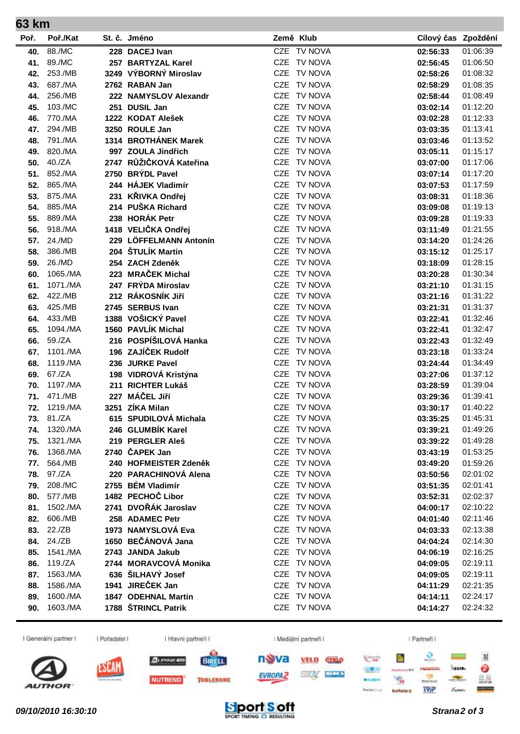## 63 km

| Poř. | Poř./Kat | St. č. | Jméno | Země | Klub | Cílový čas | Zpoždění |
|---|---|---|---|---|---|---|---|
| 40. | 88./MC | 228 | DACEJ Ivan | CZE | TV NOVA | 02:56:33 | 01:06:39 |
| 41. | 89./MC | 257 | BARTYZAL Karel | CZE | TV NOVA | 02:56:45 | 01:06:50 |
| 42. | 253./MB | 3249 | VÝBORNÝ Miroslav | CZE | TV NOVA | 02:58:26 | 01:08:32 |
| 43. | 687./MA | 2762 | RABAN Jan | CZE | TV NOVA | 02:58:29 | 01:08:35 |
| 44. | 256./MB | 222 | NAMYSLOV Alexandr | CZE | TV NOVA | 02:58:44 | 01:08:49 |
| 45. | 103./MC | 251 | DUSIL Jan | CZE | TV NOVA | 03:02:14 | 01:12:20 |
| 46. | 770./MA | 1222 | KODAT Alešek | CZE | TV NOVA | 03:02:28 | 01:12:33 |
| 47. | 294./MB | 3250 | ROULE Jan | CZE | TV NOVA | 03:03:35 | 01:13:41 |
| 48. | 791./MA | 1314 | BROTHÁNEK Marek | CZE | TV NOVA | 03:03:46 | 01:13:52 |
| 49. | 820./MA | 997 | ZOULA Jindřich | CZE | TV NOVA | 03:05:11 | 01:15:17 |
| 50. | 40./ZA | 2747 | RŮŽIČKOVÁ Kateřina | CZE | TV NOVA | 03:07:00 | 01:17:06 |
| 51. | 852./MA | 2750 | BRÝDL Pavel | CZE | TV NOVA | 03:07:14 | 01:17:20 |
| 52. | 865./MA | 244 | HÁJEK Vladimír | CZE | TV NOVA | 03:07:53 | 01:17:59 |
| 53. | 875./MA | 231 | KŘIVKA Ondřej | CZE | TV NOVA | 03:08:31 | 01:18:36 |
| 54. | 885./MA | 214 | PUŠKA Richard | CZE | TV NOVA | 03:09:08 | 01:19:13 |
| 55. | 889./MA | 238 | HORÁK Petr | CZE | TV NOVA | 03:09:28 | 01:19:33 |
| 56. | 918./MA | 1418 | VELIČKA Ondřej | CZE | TV NOVA | 03:11:49 | 01:21:55 |
| 57. | 24./MD | 229 | LÖFFELMANN Antonín | CZE | TV NOVA | 03:14:20 | 01:24:26 |
| 58. | 386./MB | 204 | ŠTULÍK Martin | CZE | TV NOVA | 03:15:12 | 01:25:17 |
| 59. | 26./MD | 254 | ZACH Zdeněk | CZE | TV NOVA | 03:18:09 | 01:28:15 |
| 60. | 1065./MA | 223 | MRAČEK Michal | CZE | TV NOVA | 03:20:28 | 01:30:34 |
| 61. | 1071./MA | 247 | FRÝDA Miroslav | CZE | TV NOVA | 03:21:10 | 01:31:15 |
| 62. | 422./MB | 212 | RÁKOSNÍK Jiří | CZE | TV NOVA | 03:21:16 | 01:31:22 |
| 63. | 425./MB | 2745 | SERBUS Ivan | CZE | TV NOVA | 03:21:31 | 01:31:37 |
| 64. | 433./MB | 1388 | VOŠICKÝ Pavel | CZE | TV NOVA | 03:22:41 | 01:32:46 |
| 65. | 1094./MA | 1560 | PAVLÍK Michal | CZE | TV NOVA | 03:22:41 | 01:32:47 |
| 66. | 59./ZA | 216 | POSPÍŠILOVÁ Hanka | CZE | TV NOVA | 03:22:43 | 01:32:49 |
| 67. | 1101./MA | 196 | ZAJÍČEK Rudolf | CZE | TV NOVA | 03:23:18 | 01:33:24 |
| 68. | 1119./MA | 236 | JURKE Pavel | CZE | TV NOVA | 03:24:44 | 01:34:49 |
| 69. | 67./ZA | 198 | VIDROVÁ Kristýna | CZE | TV NOVA | 03:27:06 | 01:37:12 |
| 70. | 1197./MA | 211 | RICHTER Lukáš | CZE | TV NOVA | 03:28:59 | 01:39:04 |
| 71. | 471./MB | 227 | MÁČEL Jiří | CZE | TV NOVA | 03:29:36 | 01:39:41 |
| 72. | 1219./MA | 3251 | ZÍKA Milan | CZE | TV NOVA | 03:30:17 | 01:40:22 |
| 73. | 81./ZA | 615 | SPUDILOVÁ Michala | CZE | TV NOVA | 03:35:25 | 01:45:31 |
| 74. | 1320./MA | 246 | GLUMBÍK Karel | CZE | TV NOVA | 03:39:21 | 01:49:26 |
| 75. | 1321./MA | 219 | PERGLER Aleš | CZE | TV NOVA | 03:39:22 | 01:49:28 |
| 76. | 1368./MA | 2740 | ČAPEK Jan | CZE | TV NOVA | 03:43:19 | 01:53:25 |
| 77. | 564./MB | 240 | HOFMEISTER Zdeněk | CZE | TV NOVA | 03:49:20 | 01:59:26 |
| 78. | 97./ZA | 220 | PARACHINOVÁ Alena | CZE | TV NOVA | 03:50:56 | 02:01:02 |
| 79. | 208./MC | 2755 | BÉM Vladimír | CZE | TV NOVA | 03:51:35 | 02:01:41 |
| 80. | 577./MB | 1482 | PECHOČ Libor | CZE | TV NOVA | 03:52:31 | 02:02:37 |
| 81. | 1502./MA | 2741 | DVOŘÁK Jaroslav | CZE | TV NOVA | 04:00:17 | 02:10:22 |
| 82. | 606./MB | 258 | ADAMEC Petr | CZE | TV NOVA | 04:01:40 | 02:11:46 |
| 83. | 22./ZB | 1973 | NAMYSLOVÁ Eva | CZE | TV NOVA | 04:03:33 | 02:13:38 |
| 84. | 24./ZB | 1650 | BEČÁNOVÁ Jana | CZE | TV NOVA | 04:04:24 | 02:14:30 |
| 85. | 1541./MA | 2743 | JANDA Jakub | CZE | TV NOVA | 04:06:19 | 02:16:25 |
| 86. | 119./ZA | 2744 | MORAVCOVÁ Monika | CZE | TV NOVA | 04:09:05 | 02:19:11 |
| 87. | 1563./MA | 636 | ŠILHAVÝ Josef | CZE | TV NOVA | 04:09:05 | 02:19:11 |
| 88. | 1586./MA | 1941 | JIREČEK Jan | CZE | TV NOVA | 04:11:29 | 02:21:35 |
| 89. | 1600./MA | 1847 | ODEHNAL Martin | CZE | TV NOVA | 04:14:11 | 02:24:17 |
| 90. | 1603./MA | 1788 | ŠTRINCL Patrik | CZE | TV NOVA | 04:14:27 | 02:24:32 |

| Generální partner | Pořadatel | Hlavní partneři | Mediální partneři | Partneři |

*09/10/2010 16:30:10*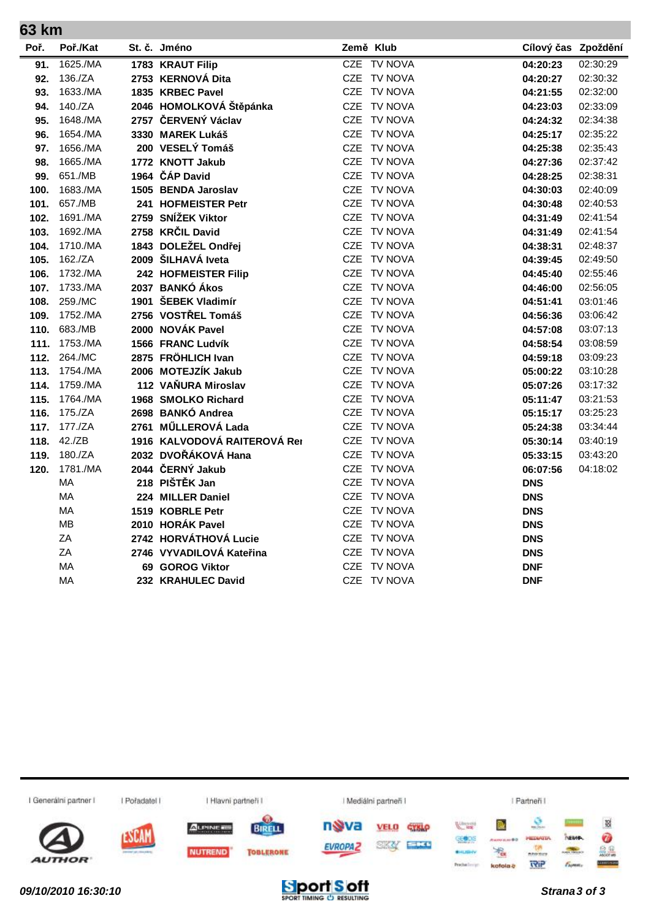## 63 km

| Poř. | Poř./Kat | St. č. | Jméno | Země | Klub | Cílový čas | Zpoždění |
|---|---|---|---|---|---|---|---|
| 91. | 1625./MA | 1783 | KRAUT Filip | CZE | TV NOVA | 04:20:23 | 02:30:29 |
| 92. | 136./ZA | 2753 | KERNOVÁ Dita | CZE | TV NOVA | 04:20:27 | 02:30:32 |
| 93. | 1633./MA | 1835 | KRBEC Pavel | CZE | TV NOVA | 04:21:55 | 02:32:00 |
| 94. | 140./ZA | 2046 | HOMOLKOVÁ Štěpánka | CZE | TV NOVA | 04:23:03 | 02:33:09 |
| 95. | 1648./MA | 2757 | ČERVENÝ Václav | CZE | TV NOVA | 04:24:32 | 02:34:38 |
| 96. | 1654./MA | 3330 | MAREK Lukáš | CZE | TV NOVA | 04:25:17 | 02:35:22 |
| 97. | 1656./MA | 200 | VESELÝ Tomáš | CZE | TV NOVA | 04:25:38 | 02:35:43 |
| 98. | 1665./MA | 1772 | KNOTT Jakub | CZE | TV NOVA | 04:27:36 | 02:37:42 |
| 99. | 651./MB | 1964 | ČÁP David | CZE | TV NOVA | 04:28:25 | 02:38:31 |
| 100. | 1683./MA | 1505 | BENDA Jaroslav | CZE | TV NOVA | 04:30:03 | 02:40:09 |
| 101. | 657./MB | 241 | HOFMEISTER Petr | CZE | TV NOVA | 04:30:48 | 02:40:53 |
| 102. | 1691./MA | 2759 | SNÍŽEK Viktor | CZE | TV NOVA | 04:31:49 | 02:41:54 |
| 103. | 1692./MA | 2758 | KRČIL David | CZE | TV NOVA | 04:31:49 | 02:41:54 |
| 104. | 1710./MA | 1843 | DOLEŽEL Ondřej | CZE | TV NOVA | 04:38:31 | 02:48:37 |
| 105. | 162./ZA | 2009 | ŠILHAVÁ Iveta | CZE | TV NOVA | 04:39:45 | 02:49:50 |
| 106. | 1732./MA | 242 | HOFMEISTER Filip | CZE | TV NOVA | 04:45:40 | 02:55:46 |
| 107. | 1733./MA | 2037 | BANKÓ Ákos | CZE | TV NOVA | 04:46:00 | 02:56:05 |
| 108. | 259./MC | 1901 | ŠEBEK Vladimír | CZE | TV NOVA | 04:51:41 | 03:01:46 |
| 109. | 1752./MA | 2756 | VOSTŘEL Tomáš | CZE | TV NOVA | 04:56:36 | 03:06:42 |
| 110. | 683./MB | 2000 | NOVÁK Pavel | CZE | TV NOVA | 04:57:08 | 03:07:13 |
| 111. | 1753./MA | 1566 | FRANC Ludvík | CZE | TV NOVA | 04:58:54 | 03:08:59 |
| 112. | 264./MC | 2875 | FRÖHLICH Ivan | CZE | TV NOVA | 04:59:18 | 03:09:23 |
| 113. | 1754./MA | 2006 | MOTEJZÍK Jakub | CZE | TV NOVA | 05:00:22 | 03:10:28 |
| 114. | 1759./MA | 112 | VAŇURA Miroslav | CZE | TV NOVA | 05:07:26 | 03:17:32 |
| 115. | 1764./MA | 1968 | SMOLKO Richard | CZE | TV NOVA | 05:11:47 | 03:21:53 |
| 116. | 175./ZA | 2698 | BANKÓ Andrea | CZE | TV NOVA | 05:15:17 | 03:25:23 |
| 117. | 177./ZA | 2761 | MŮLLEROVÁ Lada | CZE | TV NOVA | 05:24:38 | 03:34:44 |
| 118. | 42./ZB | 1916 | KALVODOVÁ RAITEROVÁ Rei | CZE | TV NOVA | 05:30:14 | 03:40:19 |
| 119. | 180./ZA | 2032 | DVOŘÁKOVÁ Hana | CZE | TV NOVA | 05:33:15 | 03:43:20 |
| 120. | 1781./MA | 2044 | ČERNÝ Jakub | CZE | TV NOVA | 06:07:56 | 04:18:02 |
| | MA | 218 | PIŠTĚK Jan | CZE | TV NOVA | DNS | |
| | MA | 224 | MILLER Daniel | CZE | TV NOVA | DNS | |
| | MA | 1519 | KOBRLE Petr | CZE | TV NOVA | DNS | |
| | MB | 2010 | HORÁK Pavel | CZE | TV NOVA | DNS | |
| | ZA | 2742 | HORVÁTHOVÁ Lucie | CZE | TV NOVA | DNS | |
| | ZA | 2746 | VYVADILOVÁ Kateřina | CZE | TV NOVA | DNS | |
| | MA | 69 | GOROG Viktor | CZE | TV NOVA | DNF | |
| | MA | 232 | KRAHULEC David | CZE | TV NOVA | DNF | |

| Generální partner | Pořadatel | Hlavní partneři | Mediální partneři | Partneři

*09/10/2010 16:30:10*

SportSoft SPORT TIMING RESULTING